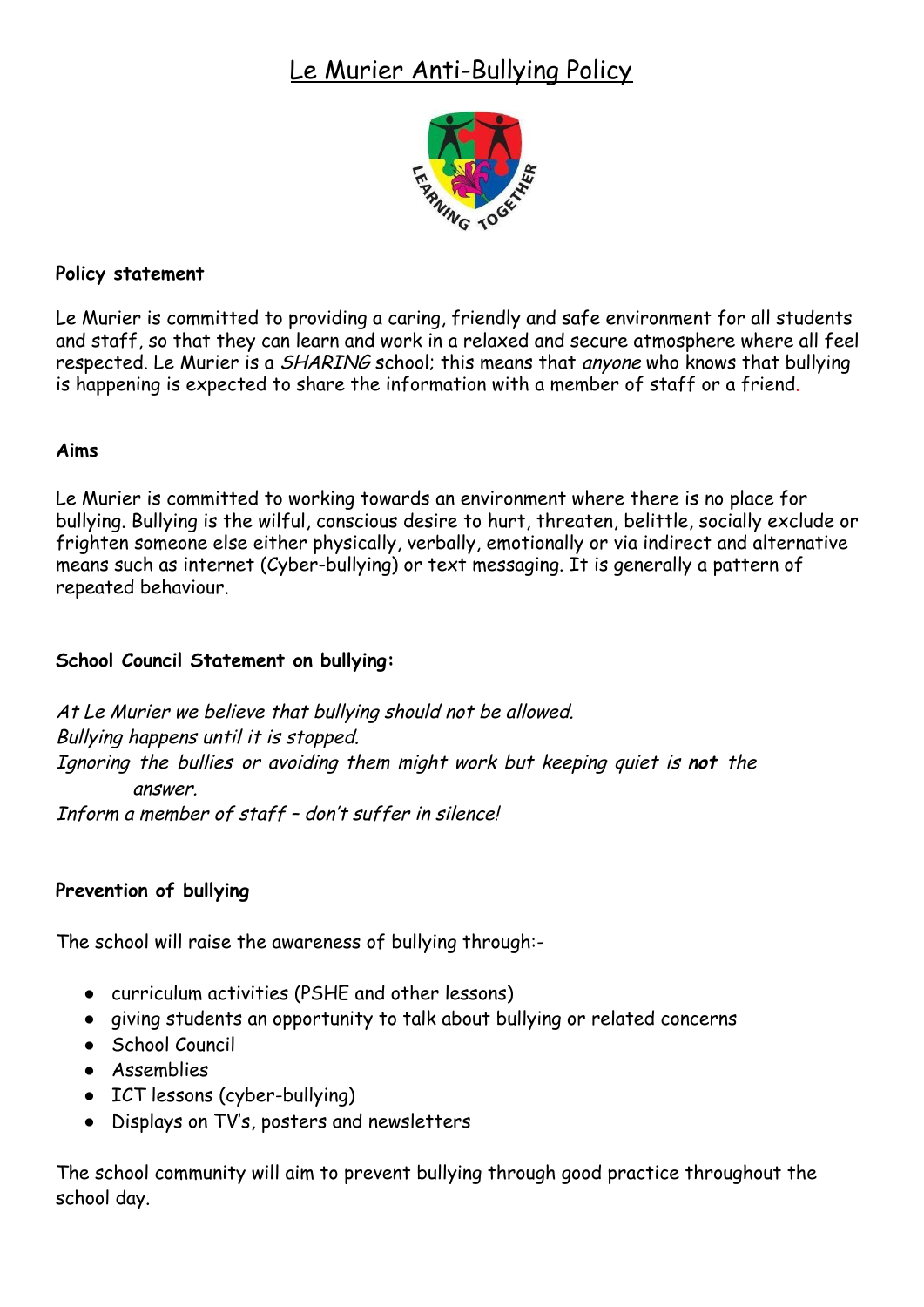# Le Murier Anti-Bullying Policy

**Policy statement**

Le Murier is committed to providing a caring, friendly and safe environment for all students and staff, so that they can learn and work in a relaxed and secure atmosphere where all feel respected. Le Murier is a *SHARING* school; this means that *anyone* who knows that bullying is happening is expected to share the information with a member of staff or a friend.

**Aims**

Le Murier is committed to working towards an environment where there is no place for bullying. Bullying is the wilful, conscious desire to hurt, threaten, belittle, socially exclude or frighten someone else either physically, verbally, emotionally or via indirect and alternative means such as internet (Cyber-bullying) or text messaging. It is generally a pattern of repeated behaviour.

**School Council Statement on bullying:**

*At Le Murier we believe that bullying should not be allowed.*
*Bullying happens until it is stopped.*
*Ignoring the bullies or avoiding them might work but keeping quiet is* ***not*** *the answer.*
*Inform a member of staff – don't suffer in silence!*

**Prevention of bullying**

The school will raise the awareness of bullying through:-

- curriculum activities (PSHE and other lessons)
- giving students an opportunity to talk about bullying or related concerns
- School Council
- Assemblies
- ICT lessons (cyber-bullying)
- Displays on TV's, posters and newsletters

The school community will aim to prevent bullying through good practice throughout the school day.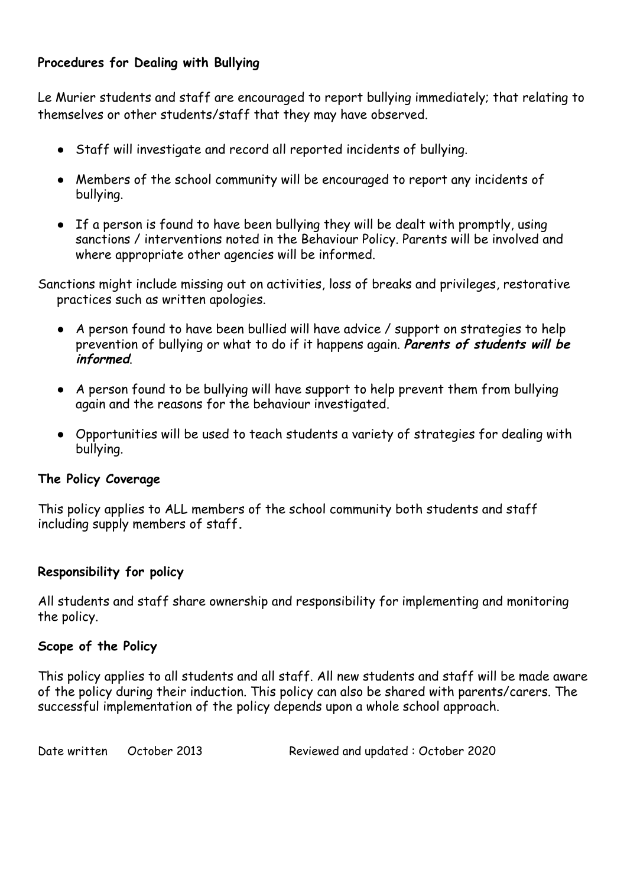**Procedures for Dealing with Bullying**

Le Murier students and staff are encouraged to report bullying immediately; that relating to themselves or other students/staff that they may have observed.

- Staff will investigate and record all reported incidents of bullying.
- Members of the school community will be encouraged to report any incidents of bullying.
- If a person is found to have been bullying they will be dealt with promptly, using sanctions / interventions noted in the Behaviour Policy. Parents will be involved and where appropriate other agencies will be informed.

Sanctions might include missing out on activities, loss of breaks and privileges, restorative practices such as written apologies.

- A person found to have been bullied will have advice / support on strategies to help prevention of bullying or what to do if it happens again. ***Parents of students will be informed***.
- A person found to be bullying will have support to help prevent them from bullying again and the reasons for the behaviour investigated.
- Opportunities will be used to teach students a variety of strategies for dealing with bullying.

**The Policy Coverage**

This policy applies to ALL members of the school community both students and staff including supply members of staff.

**Responsibility for policy**

All students and staff share ownership and responsibility for implementing and monitoring the policy.

**Scope of the Policy**

This policy applies to all students and all staff. All new students and staff will be made aware of the policy during their induction. This policy can also be shared with parents/carers. The successful implementation of the policy depends upon a whole school approach.

Date written October 2013 Reviewed and updated : October 2020